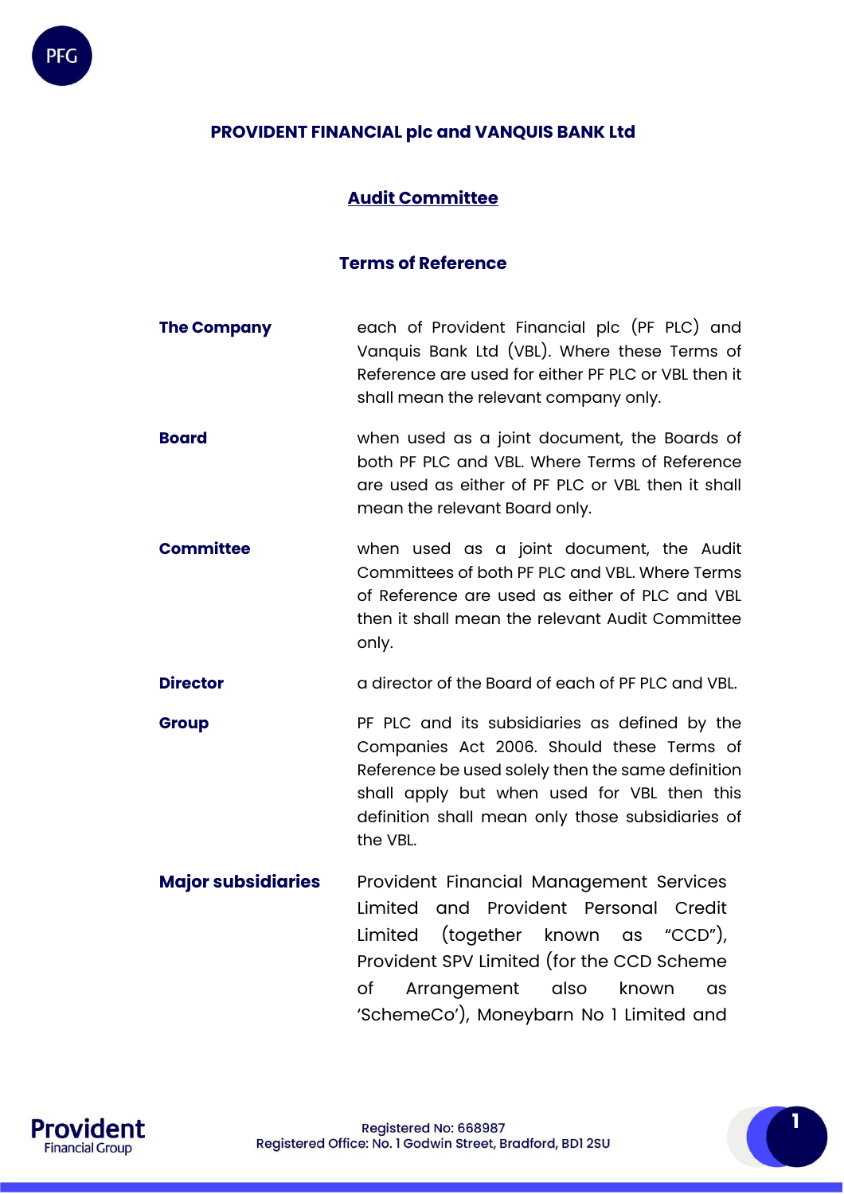# PROVIDENT FINANCIAL plc and VANQUIS BANK Ltd

## Audit Committee

## Terms of Reference

**The Company** each of Provident Financial plc (PF PLC) and Vanquis Bank Ltd (VBL). Where these Terms of Reference are used for either PF PLC or VBL then it shall mean the relevant company only.

**Board** when used as a joint document, the Boards of both PF PLC and VBL. Where Terms of Reference are used as either of PF PLC or VBL then it shall mean the relevant Board only.

**Committee** when used as a joint document, the Audit Committees of both PF PLC and VBL. Where Terms of Reference are used as either of PLC and VBL then it shall mean the relevant Audit Committee only.

**Director** a director of the Board of each of PF PLC and VBL.

**Group** PF PLC and its subsidiaries as defined by the Companies Act 2006. Should these Terms of Reference be used solely then the same definition shall apply but when used for VBL then this definition shall mean only those subsidiaries of the VBL.

**Major subsidiaries** Provident Financial Management Services Limited and Provident Personal Credit Limited (together known as "CCD"), Provident SPV Limited (for the CCD Scheme of Arrangement also known as 'SchemeCo'), Moneybarn No 1 Limited and

Registered No: 668987
Registered Office: No. 1 Godwin Street, Bradford, BD1 2SU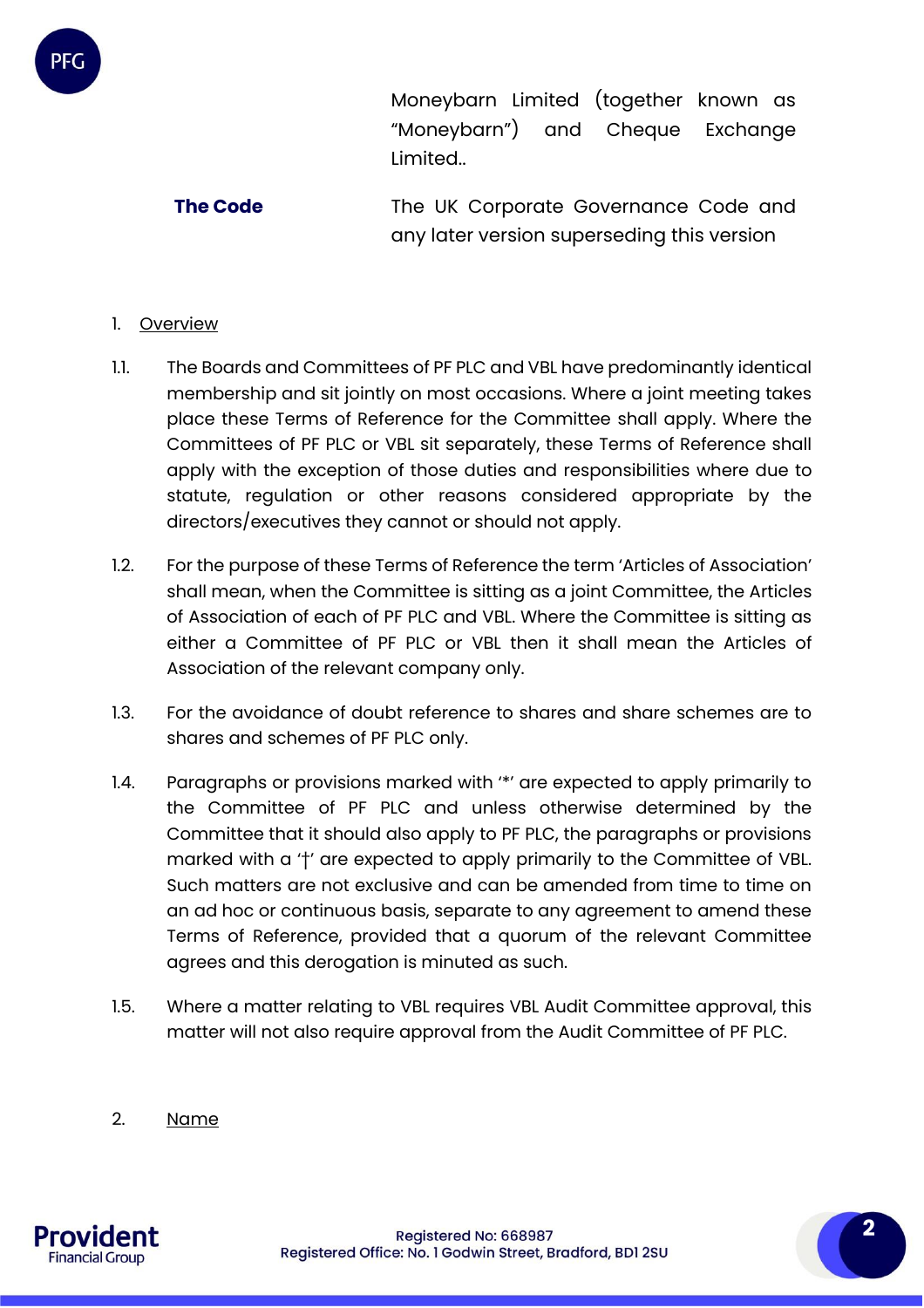| | |
|---|---|
| | Moneybarn Limited (together known as "Moneybarn") and Cheque Exchange Limited.. |
| **The Code** | The UK Corporate Governance Code and any later version superseding this version |

1. Overview

1.1. The Boards and Committees of PF PLC and VBL have predominantly identical membership and sit jointly on most occasions. Where a joint meeting takes place these Terms of Reference for the Committee shall apply. Where the Committees of PF PLC or VBL sit separately, these Terms of Reference shall apply with the exception of those duties and responsibilities where due to statute, regulation or other reasons considered appropriate by the directors/executives they cannot or should not apply.

1.2. For the purpose of these Terms of Reference the term 'Articles of Association' shall mean, when the Committee is sitting as a joint Committee, the Articles of Association of each of PF PLC and VBL. Where the Committee is sitting as either a Committee of PF PLC or VBL then it shall mean the Articles of Association of the relevant company only.

1.3. For the avoidance of doubt reference to shares and share schemes are to shares and schemes of PF PLC only.

1.4. Paragraphs or provisions marked with '*' are expected to apply primarily to the Committee of PF PLC and unless otherwise determined by the Committee that it should also apply to PF PLC, the paragraphs or provisions marked with a '†' are expected to apply primarily to the Committee of VBL. Such matters are not exclusive and can be amended from time to time on an ad hoc or continuous basis, separate to any agreement to amend these Terms of Reference, provided that a quorum of the relevant Committee agrees and this derogation is minuted as such.

1.5. Where a matter relating to VBL requires VBL Audit Committee approval, this matter will not also require approval from the Audit Committee of PF PLC.

2. Name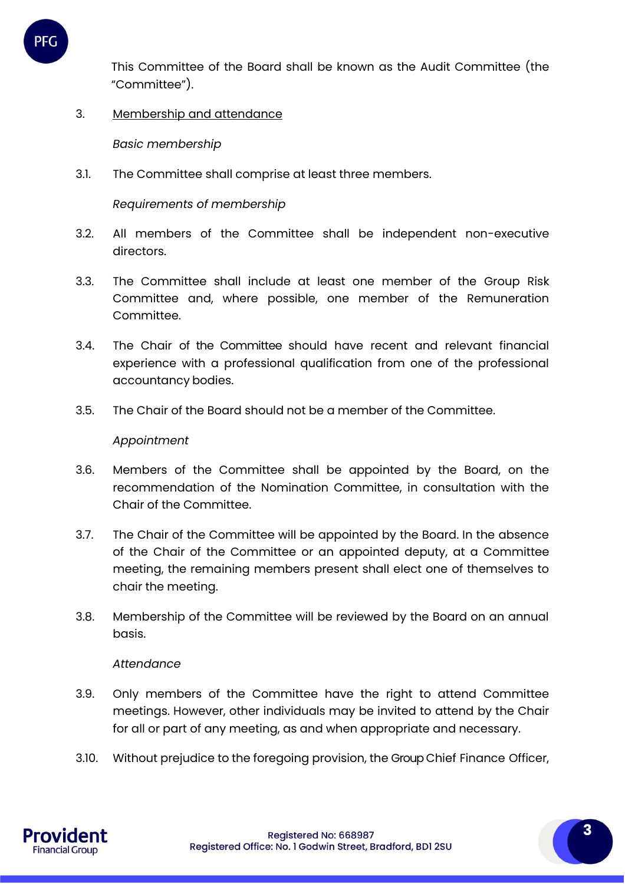This Committee of the Board shall be known as the Audit Committee (the "Committee").

3. Membership and attendance

*Basic membership*

3.1. The Committee shall comprise at least three members.

*Requirements of membership*

3.2. All members of the Committee shall be independent non-executive directors.

3.3. The Committee shall include at least one member of the Group Risk Committee and, where possible, one member of the Remuneration Committee.

3.4. The Chair of the Committee should have recent and relevant financial experience with a professional qualification from one of the professional accountancy bodies.

3.5. The Chair of the Board should not be a member of the Committee.

*Appointment*

3.6. Members of the Committee shall be appointed by the Board, on the recommendation of the Nomination Committee, in consultation with the Chair of the Committee.

3.7. The Chair of the Committee will be appointed by the Board. In the absence of the Chair of the Committee or an appointed deputy, at a Committee meeting, the remaining members present shall elect one of themselves to chair the meeting.

3.8. Membership of the Committee will be reviewed by the Board on an annual basis.

*Attendance*

3.9. Only members of the Committee have the right to attend Committee meetings. However, other individuals may be invited to attend by the Chair for all or part of any meeting, as and when appropriate and necessary.

3.10. Without prejudice to the foregoing provision, the Group Chief Finance Officer,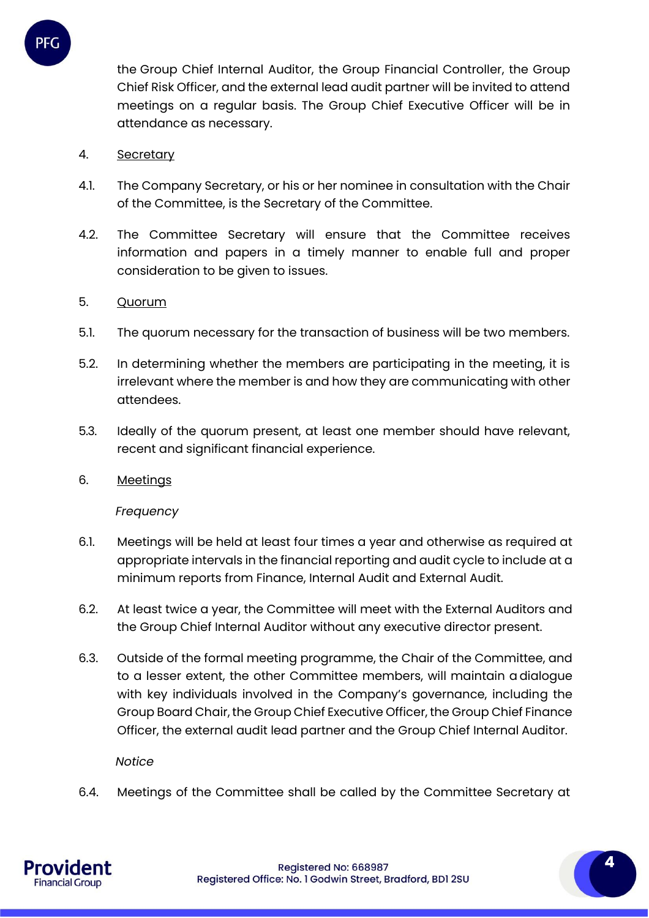the Group Chief Internal Auditor, the Group Financial Controller, the Group Chief Risk Officer, and the external lead audit partner will be invited to attend meetings on a regular basis. The Group Chief Executive Officer will be in attendance as necessary.

4. <u>Secretary</u>

4.1. The Company Secretary, or his or her nominee in consultation with the Chair of the Committee, is the Secretary of the Committee.

4.2. The Committee Secretary will ensure that the Committee receives information and papers in a timely manner to enable full and proper consideration to be given to issues.

5. <u>Quorum</u>

5.1. The quorum necessary for the transaction of business will be two members.

5.2. In determining whether the members are participating in the meeting, it is irrelevant where the member is and how they are communicating with other attendees.

5.3. Ideally of the quorum present, at least one member should have relevant, recent and significant financial experience.

6. <u>Meetings</u>

*Frequency*

6.1. Meetings will be held at least four times a year and otherwise as required at appropriate intervals in the financial reporting and audit cycle to include at a minimum reports from Finance, Internal Audit and External Audit.

6.2. At least twice a year, the Committee will meet with the External Auditors and the Group Chief Internal Auditor without any executive director present.

6.3. Outside of the formal meeting programme, the Chair of the Committee, and to a lesser extent, the other Committee members, will maintain a dialogue with key individuals involved in the Company's governance, including the Group Board Chair, the Group Chief Executive Officer, the Group Chief Finance Officer, the external audit lead partner and the Group Chief Internal Auditor.

*Notice*

6.4. Meetings of the Committee shall be called by the Committee Secretary at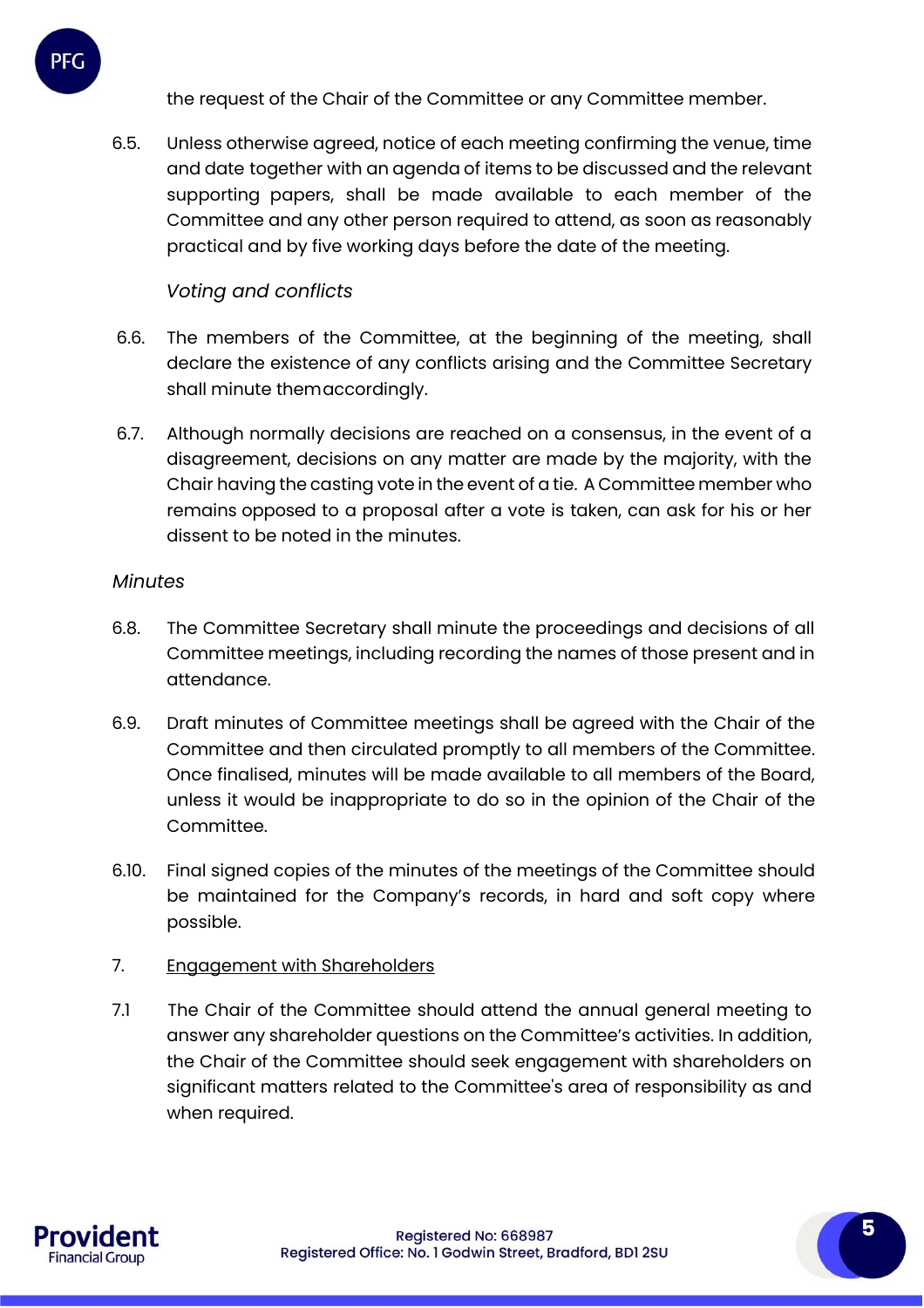the request of the Chair of the Committee or any Committee member.

6.5. Unless otherwise agreed, notice of each meeting confirming the venue, time and date together with an agenda of items to be discussed and the relevant supporting papers, shall be made available to each member of the Committee and any other person required to attend, as soon as reasonably practical and by five working days before the date of the meeting.

*Voting and conflicts*

6.6. The members of the Committee, at the beginning of the meeting, shall declare the existence of any conflicts arising and the Committee Secretary shall minute them accordingly.

6.7. Although normally decisions are reached on a consensus, in the event of a disagreement, decisions on any matter are made by the majority, with the Chair having the casting vote in the event of a tie. A Committee member who remains opposed to a proposal after a vote is taken, can ask for his or her dissent to be noted in the minutes.

*Minutes*

6.8. The Committee Secretary shall minute the proceedings and decisions of all Committee meetings, including recording the names of those present and in attendance.

6.9. Draft minutes of Committee meetings shall be agreed with the Chair of the Committee and then circulated promptly to all members of the Committee. Once finalised, minutes will be made available to all members of the Board, unless it would be inappropriate to do so in the opinion of the Chair of the Committee.

6.10. Final signed copies of the minutes of the meetings of the Committee should be maintained for the Company's records, in hard and soft copy where possible.

7. Engagement with Shareholders

7.1 The Chair of the Committee should attend the annual general meeting to answer any shareholder questions on the Committee's activities. In addition, the Chair of the Committee should seek engagement with shareholders on significant matters related to the Committee's area of responsibility as and when required.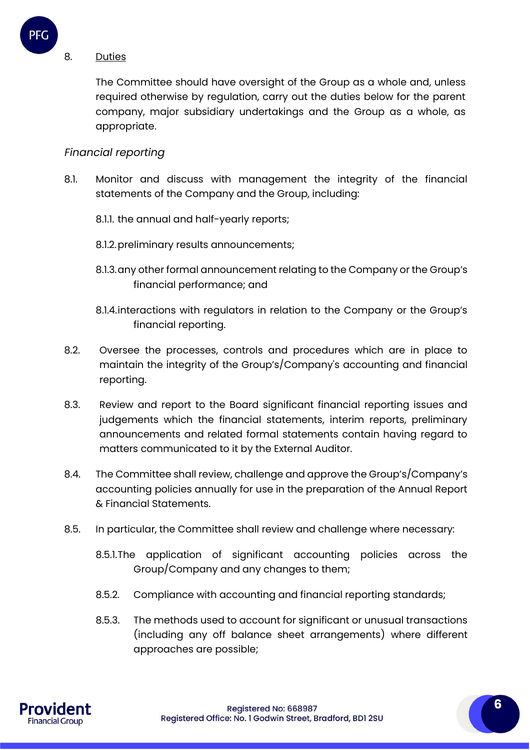8. <u>Duties</u>

The Committee should have oversight of the Group as a whole and, unless required otherwise by regulation, carry out the duties below for the parent company, major subsidiary undertakings and the Group as a whole, as appropriate.

*Financial reporting*

8.1. Monitor and discuss with management the integrity of the financial statements of the Company and the Group, including:

8.1.1. the annual and half-yearly reports;

8.1.2. preliminary results announcements;

8.1.3. any other formal announcement relating to the Company or the Group's financial performance; and

8.1.4. interactions with regulators in relation to the Company or the Group's financial reporting.

8.2. Oversee the processes, controls and procedures which are in place to maintain the integrity of the Group's/Company's accounting and financial reporting.

8.3. Review and report to the Board significant financial reporting issues and judgements which the financial statements, interim reports, preliminary announcements and related formal statements contain having regard to matters communicated to it by the External Auditor.

8.4. The Committee shall review, challenge and approve the Group's/Company's accounting policies annually for use in the preparation of the Annual Report & Financial Statements.

8.5. In particular, the Committee shall review and challenge where necessary:

8.5.1. The application of significant accounting policies across the Group/Company and any changes to them;

8.5.2. Compliance with accounting and financial reporting standards;

8.5.3. The methods used to account for significant or unusual transactions (including any off balance sheet arrangements) where different approaches are possible;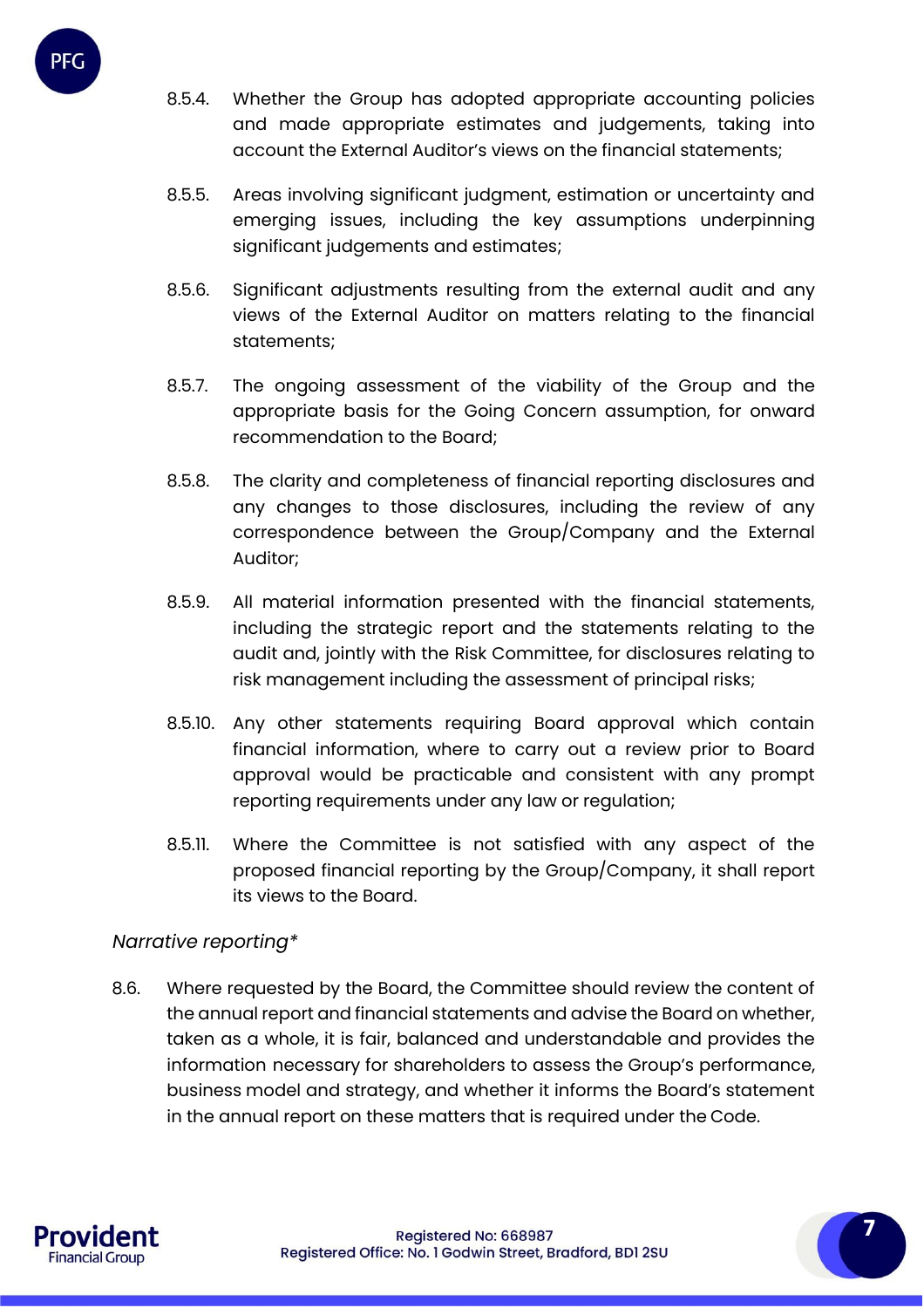8.5.4. Whether the Group has adopted appropriate accounting policies and made appropriate estimates and judgements, taking into account the External Auditor's views on the financial statements;

8.5.5. Areas involving significant judgment, estimation or uncertainty and emerging issues, including the key assumptions underpinning significant judgements and estimates;

8.5.6. Significant adjustments resulting from the external audit and any views of the External Auditor on matters relating to the financial statements;

8.5.7. The ongoing assessment of the viability of the Group and the appropriate basis for the Going Concern assumption, for onward recommendation to the Board;

8.5.8. The clarity and completeness of financial reporting disclosures and any changes to those disclosures, including the review of any correspondence between the Group/Company and the External Auditor;

8.5.9. All material information presented with the financial statements, including the strategic report and the statements relating to the audit and, jointly with the Risk Committee, for disclosures relating to risk management including the assessment of principal risks;

8.5.10. Any other statements requiring Board approval which contain financial information, where to carry out a review prior to Board approval would be practicable and consistent with any prompt reporting requirements under any law or regulation;

8.5.11. Where the Committee is not satisfied with any aspect of the proposed financial reporting by the Group/Company, it shall report its views to the Board.

*Narrative reporting**

8.6. Where requested by the Board, the Committee should review the content of the annual report and financial statements and advise the Board on whether, taken as a whole, it is fair, balanced and understandable and provides the information necessary for shareholders to assess the Group's performance, business model and strategy, and whether it informs the Board's statement in the annual report on these matters that is required under the Code.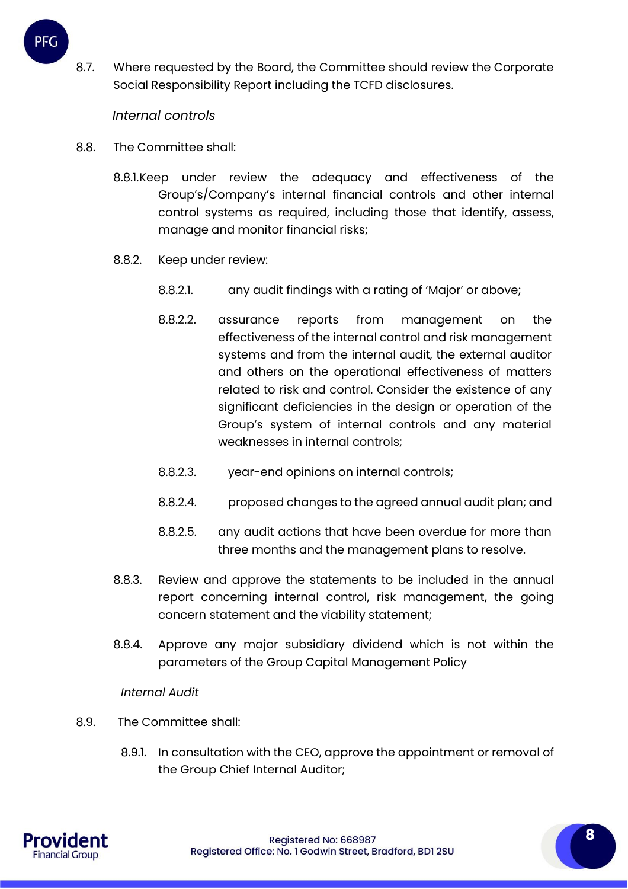8.7. Where requested by the Board, the Committee should review the Corporate Social Responsibility Report including the TCFD disclosures.

*Internal controls*

8.8. The Committee shall:

8.8.1. Keep under review the adequacy and effectiveness of the Group's/Company's internal financial controls and other internal control systems as required, including those that identify, assess, manage and monitor financial risks;

8.8.2. Keep under review:

8.8.2.1. any audit findings with a rating of 'Major' or above;

8.8.2.2. assurance reports from management on the effectiveness of the internal control and risk management systems and from the internal audit, the external auditor and others on the operational effectiveness of matters related to risk and control. Consider the existence of any significant deficiencies in the design or operation of the Group's system of internal controls and any material weaknesses in internal controls;

8.8.2.3. year-end opinions on internal controls;

8.8.2.4. proposed changes to the agreed annual audit plan; and

8.8.2.5. any audit actions that have been overdue for more than three months and the management plans to resolve.

8.8.3. Review and approve the statements to be included in the annual report concerning internal control, risk management, the going concern statement and the viability statement;

8.8.4. Approve any major subsidiary dividend which is not within the parameters of the Group Capital Management Policy

*Internal Audit*

8.9. The Committee shall:

8.9.1. In consultation with the CEO, approve the appointment or removal of the Group Chief Internal Auditor;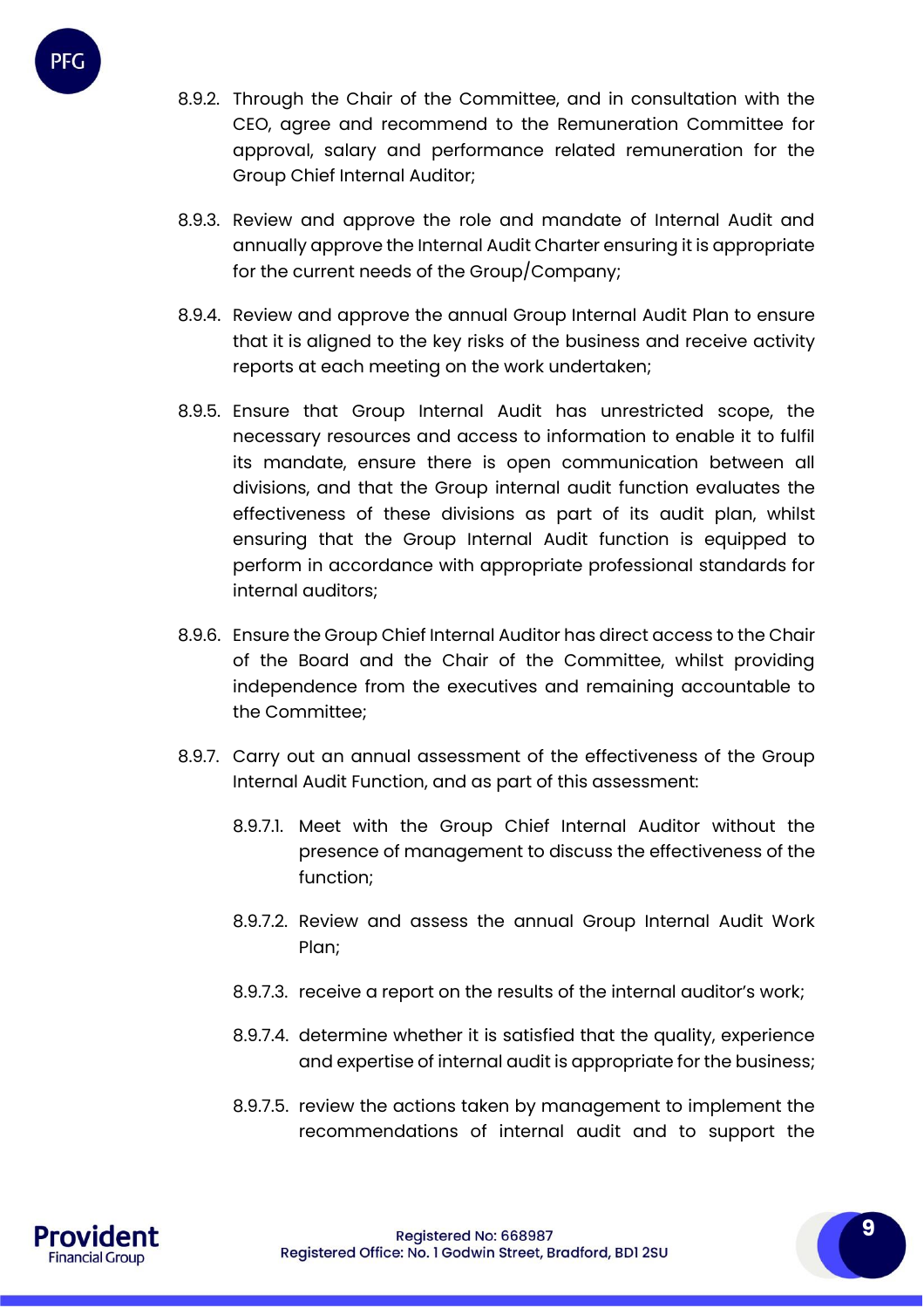8.9.2. Through the Chair of the Committee, and in consultation with the CEO, agree and recommend to the Remuneration Committee for approval, salary and performance related remuneration for the Group Chief Internal Auditor;

8.9.3. Review and approve the role and mandate of Internal Audit and annually approve the Internal Audit Charter ensuring it is appropriate for the current needs of the Group/Company;

8.9.4. Review and approve the annual Group Internal Audit Plan to ensure that it is aligned to the key risks of the business and receive activity reports at each meeting on the work undertaken;

8.9.5. Ensure that Group Internal Audit has unrestricted scope, the necessary resources and access to information to enable it to fulfil its mandate, ensure there is open communication between all divisions, and that the Group internal audit function evaluates the effectiveness of these divisions as part of its audit plan, whilst ensuring that the Group Internal Audit function is equipped to perform in accordance with appropriate professional standards for internal auditors;

8.9.6. Ensure the Group Chief Internal Auditor has direct access to the Chair of the Board and the Chair of the Committee, whilst providing independence from the executives and remaining accountable to the Committee;

8.9.7. Carry out an annual assessment of the effectiveness of the Group Internal Audit Function, and as part of this assessment:

8.9.7.1. Meet with the Group Chief Internal Auditor without the presence of management to discuss the effectiveness of the function;

8.9.7.2. Review and assess the annual Group Internal Audit Work Plan;

8.9.7.3. receive a report on the results of the internal auditor's work;

8.9.7.4. determine whether it is satisfied that the quality, experience and expertise of internal audit is appropriate for the business;

8.9.7.5. review the actions taken by management to implement the recommendations of internal audit and to support the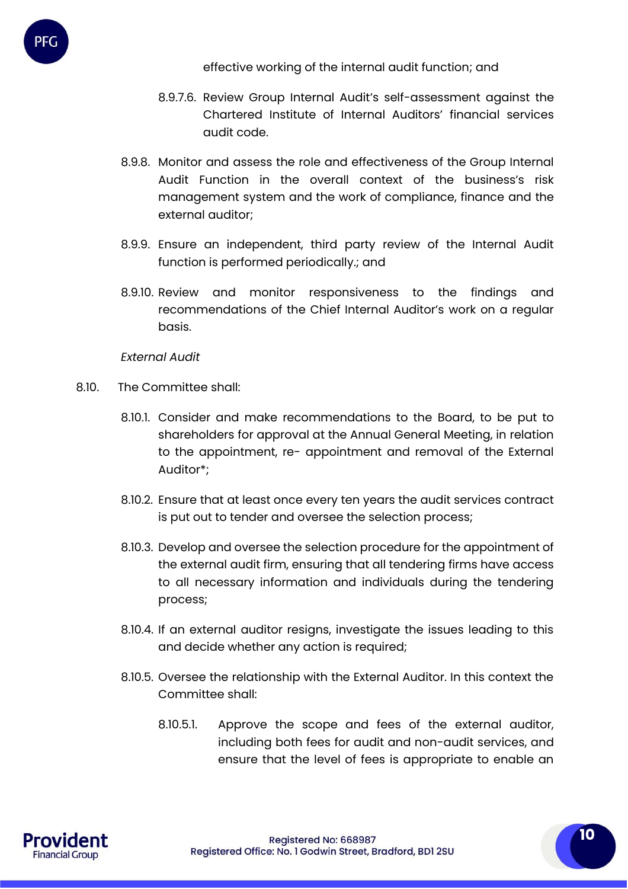effective working of the internal audit function; and

8.9.7.6. Review Group Internal Audit's self-assessment against the Chartered Institute of Internal Auditors' financial services audit code.

8.9.8. Monitor and assess the role and effectiveness of the Group Internal Audit Function in the overall context of the business's risk management system and the work of compliance, finance and the external auditor;

8.9.9. Ensure an independent, third party review of the Internal Audit function is performed periodically.; and

8.9.10. Review and monitor responsiveness to the findings and recommendations of the Chief Internal Auditor's work on a regular basis.

*External Audit*

8.10. The Committee shall:

8.10.1. Consider and make recommendations to the Board, to be put to shareholders for approval at the Annual General Meeting, in relation to the appointment, re- appointment and removal of the External Auditor*;

8.10.2. Ensure that at least once every ten years the audit services contract is put out to tender and oversee the selection process;

8.10.3. Develop and oversee the selection procedure for the appointment of the external audit firm, ensuring that all tendering firms have access to all necessary information and individuals during the tendering process;

8.10.4. If an external auditor resigns, investigate the issues leading to this and decide whether any action is required;

8.10.5. Oversee the relationship with the External Auditor. In this context the Committee shall:

8.10.5.1. Approve the scope and fees of the external auditor, including both fees for audit and non-audit services, and ensure that the level of fees is appropriate to enable an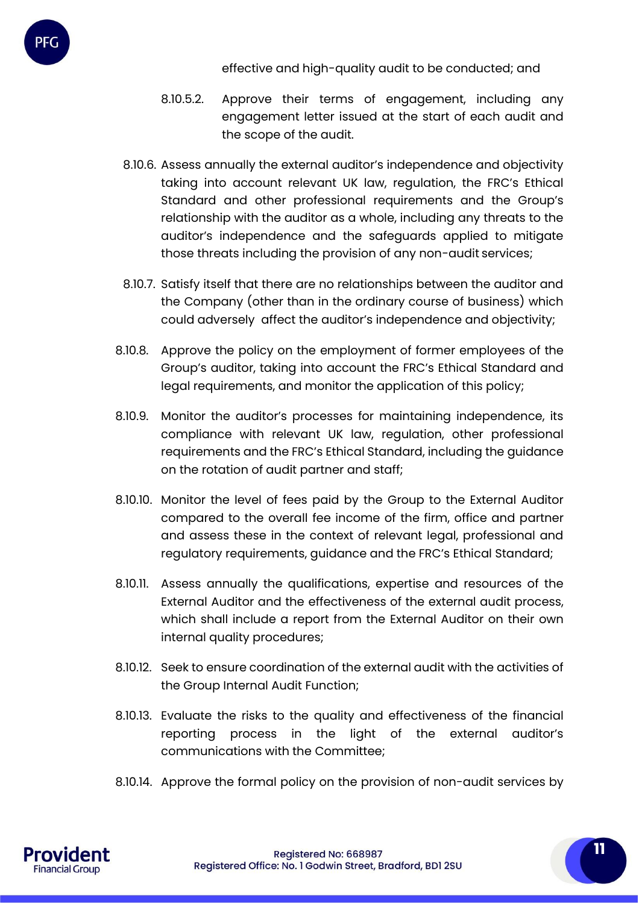effective and high-quality audit to be conducted; and

8.10.5.2. Approve their terms of engagement, including any engagement letter issued at the start of each audit and the scope of the audit.

8.10.6. Assess annually the external auditor's independence and objectivity taking into account relevant UK law, regulation, the FRC's Ethical Standard and other professional requirements and the Group's relationship with the auditor as a whole, including any threats to the auditor's independence and the safeguards applied to mitigate those threats including the provision of any non-audit services;

8.10.7. Satisfy itself that there are no relationships between the auditor and the Company (other than in the ordinary course of business) which could adversely affect the auditor's independence and objectivity;

8.10.8. Approve the policy on the employment of former employees of the Group's auditor, taking into account the FRC's Ethical Standard and legal requirements, and monitor the application of this policy;

8.10.9. Monitor the auditor's processes for maintaining independence, its compliance with relevant UK law, regulation, other professional requirements and the FRC's Ethical Standard, including the guidance on the rotation of audit partner and staff;

8.10.10. Monitor the level of fees paid by the Group to the External Auditor compared to the overall fee income of the firm, office and partner and assess these in the context of relevant legal, professional and regulatory requirements, guidance and the FRC's Ethical Standard;

8.10.11. Assess annually the qualifications, expertise and resources of the External Auditor and the effectiveness of the external audit process, which shall include a report from the External Auditor on their own internal quality procedures;

8.10.12. Seek to ensure coordination of the external audit with the activities of the Group Internal Audit Function;

8.10.13. Evaluate the risks to the quality and effectiveness of the financial reporting process in the light of the external auditor's communications with the Committee;

8.10.14. Approve the formal policy on the provision of non-audit services by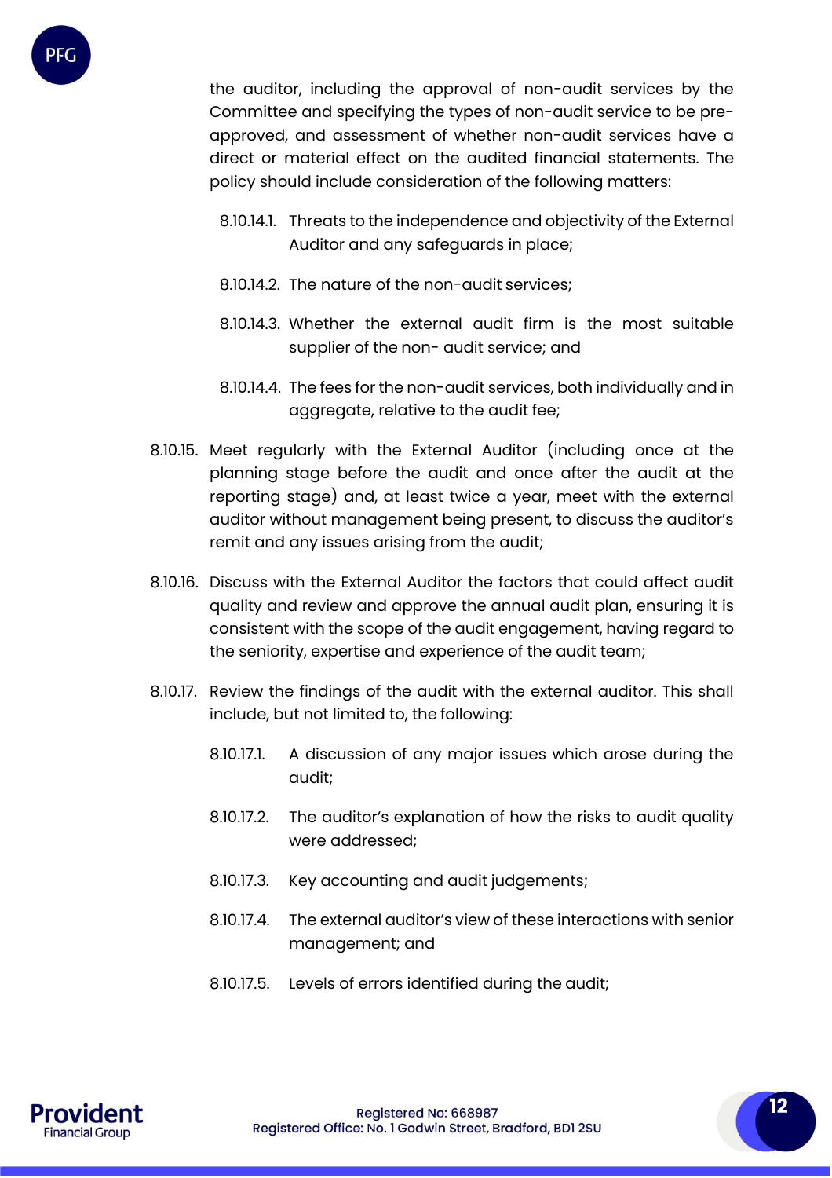the auditor, including the approval of non-audit services by the Committee and specifying the types of non-audit service to be pre-approved, and assessment of whether non-audit services have a direct or material effect on the audited financial statements. The policy should include consideration of the following matters:

- 8.10.14.1. Threats to the independence and objectivity of the External Auditor and any safeguards in place;
- 8.10.14.2. The nature of the non-audit services;
- 8.10.14.3. Whether the external audit firm is the most suitable supplier of the non- audit service; and
- 8.10.14.4. The fees for the non-audit services, both individually and in aggregate, relative to the audit fee;

8.10.15. Meet regularly with the External Auditor (including once at the planning stage before the audit and once after the audit at the reporting stage) and, at least twice a year, meet with the external auditor without management being present, to discuss the auditor's remit and any issues arising from the audit;

8.10.16. Discuss with the External Auditor the factors that could affect audit quality and review and approve the annual audit plan, ensuring it is consistent with the scope of the audit engagement, having regard to the seniority, expertise and experience of the audit team;

8.10.17. Review the findings of the audit with the external auditor. This shall include, but not limited to, the following:

- 8.10.17.1. A discussion of any major issues which arose during the audit;
- 8.10.17.2. The auditor's explanation of how the risks to audit quality were addressed;
- 8.10.17.3. Key accounting and audit judgements;
- 8.10.17.4. The external auditor's view of these interactions with senior management; and
- 8.10.17.5. Levels of errors identified during the audit;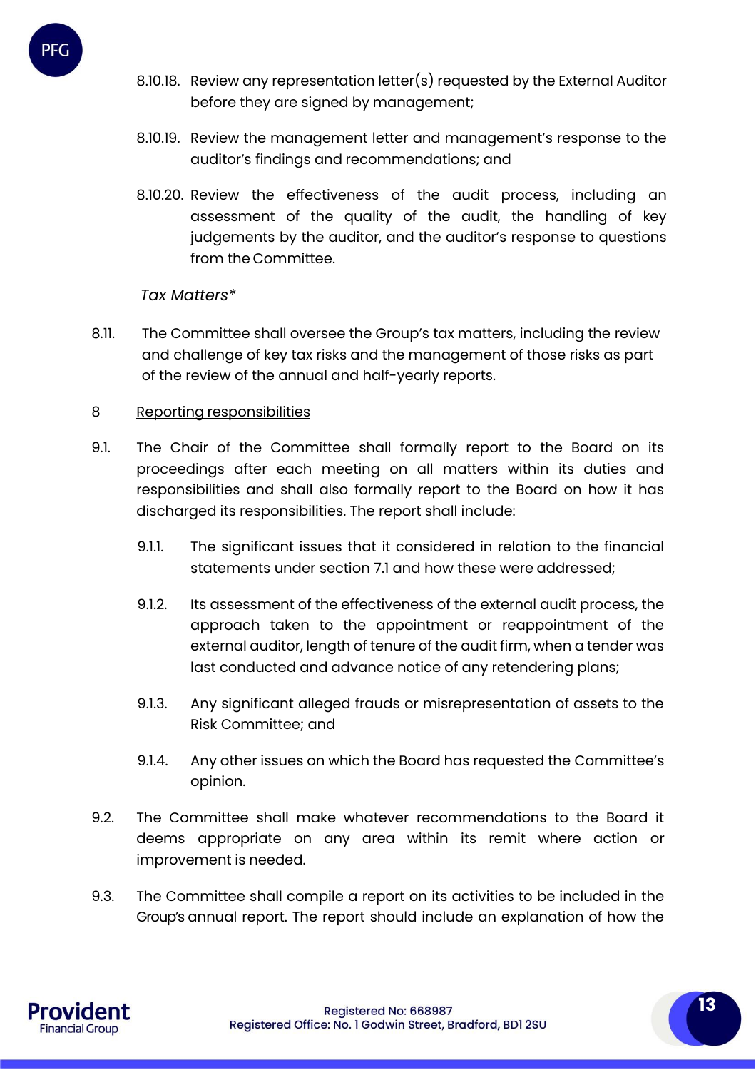8.10.18. Review any representation letter(s) requested by the External Auditor before they are signed by management;

8.10.19. Review the management letter and management's response to the auditor's findings and recommendations; and

8.10.20. Review the effectiveness of the audit process, including an assessment of the quality of the audit, the handling of key judgements by the auditor, and the auditor's response to questions from the Committee.

*Tax Matters**

8.11. The Committee shall oversee the Group's tax matters, including the review and challenge of key tax risks and the management of those risks as part of the review of the annual and half-yearly reports.

8 Reporting responsibilities

9.1. The Chair of the Committee shall formally report to the Board on its proceedings after each meeting on all matters within its duties and responsibilities and shall also formally report to the Board on how it has discharged its responsibilities. The report shall include:

9.1.1. The significant issues that it considered in relation to the financial statements under section 7.1 and how these were addressed;

9.1.2. Its assessment of the effectiveness of the external audit process, the approach taken to the appointment or reappointment of the external auditor, length of tenure of the audit firm, when a tender was last conducted and advance notice of any retendering plans;

9.1.3. Any significant alleged frauds or misrepresentation of assets to the Risk Committee; and

9.1.4. Any other issues on which the Board has requested the Committee's opinion.

9.2. The Committee shall make whatever recommendations to the Board it deems appropriate on any area within its remit where action or improvement is needed.

9.3. The Committee shall compile a report on its activities to be included in the Group's annual report. The report should include an explanation of how the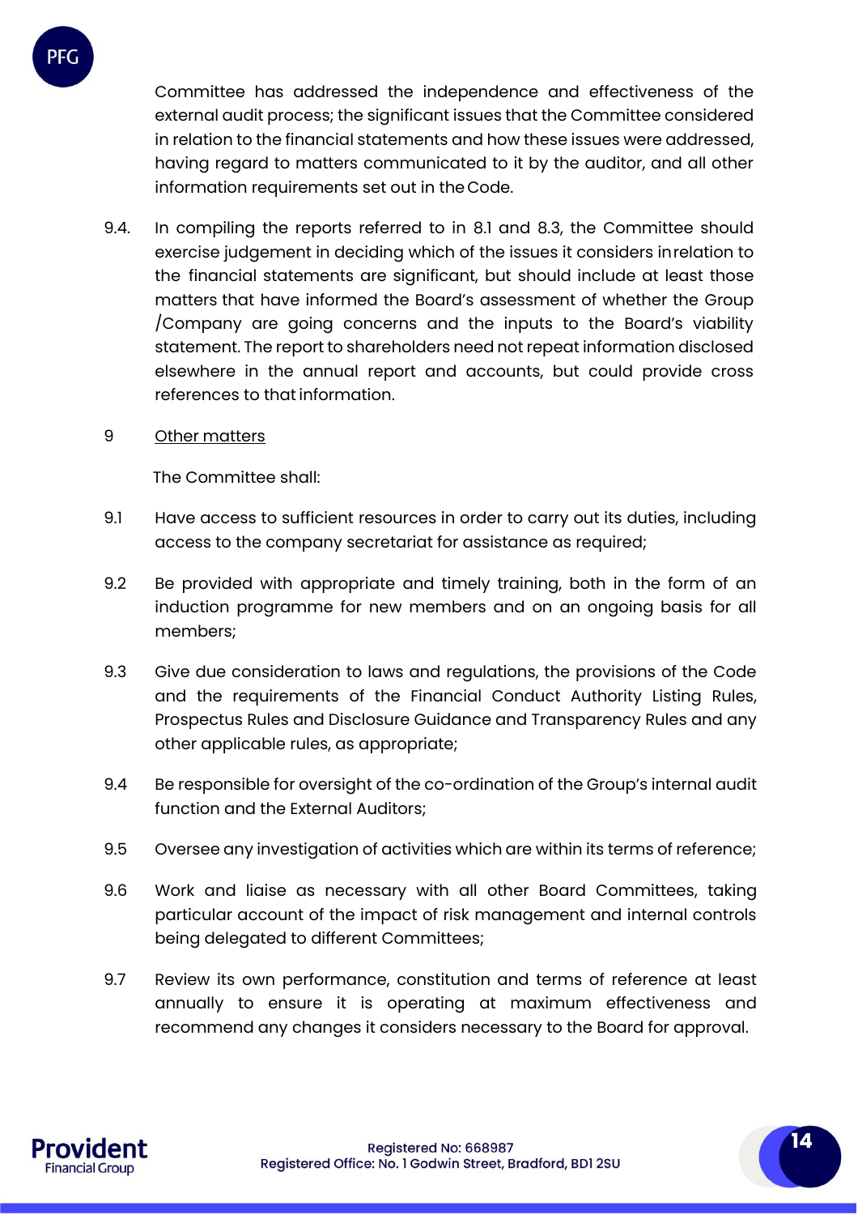Committee has addressed the independence and effectiveness of the external audit process; the significant issues that the Committee considered in relation to the financial statements and how these issues were addressed, having regard to matters communicated to it by the auditor, and all other information requirements set out in the Code.

9.4. In compiling the reports referred to in 8.1 and 8.3, the Committee should exercise judgement in deciding which of the issues it considers in relation to the financial statements are significant, but should include at least those matters that have informed the Board's assessment of whether the Group /Company are going concerns and the inputs to the Board's viability statement. The report to shareholders need not repeat information disclosed elsewhere in the annual report and accounts, but could provide cross references to that information.

9 <u>Other matters</u>

The Committee shall:

9.1 Have access to sufficient resources in order to carry out its duties, including access to the company secretariat for assistance as required;

9.2 Be provided with appropriate and timely training, both in the form of an induction programme for new members and on an ongoing basis for all members;

9.3 Give due consideration to laws and regulations, the provisions of the Code and the requirements of the Financial Conduct Authority Listing Rules, Prospectus Rules and Disclosure Guidance and Transparency Rules and any other applicable rules, as appropriate;

9.4 Be responsible for oversight of the co-ordination of the Group's internal audit function and the External Auditors;

9.5 Oversee any investigation of activities which are within its terms of reference;

9.6 Work and liaise as necessary with all other Board Committees, taking particular account of the impact of risk management and internal controls being delegated to different Committees;

9.7 Review its own performance, constitution and terms of reference at least annually to ensure it is operating at maximum effectiveness and recommend any changes it considers necessary to the Board for approval.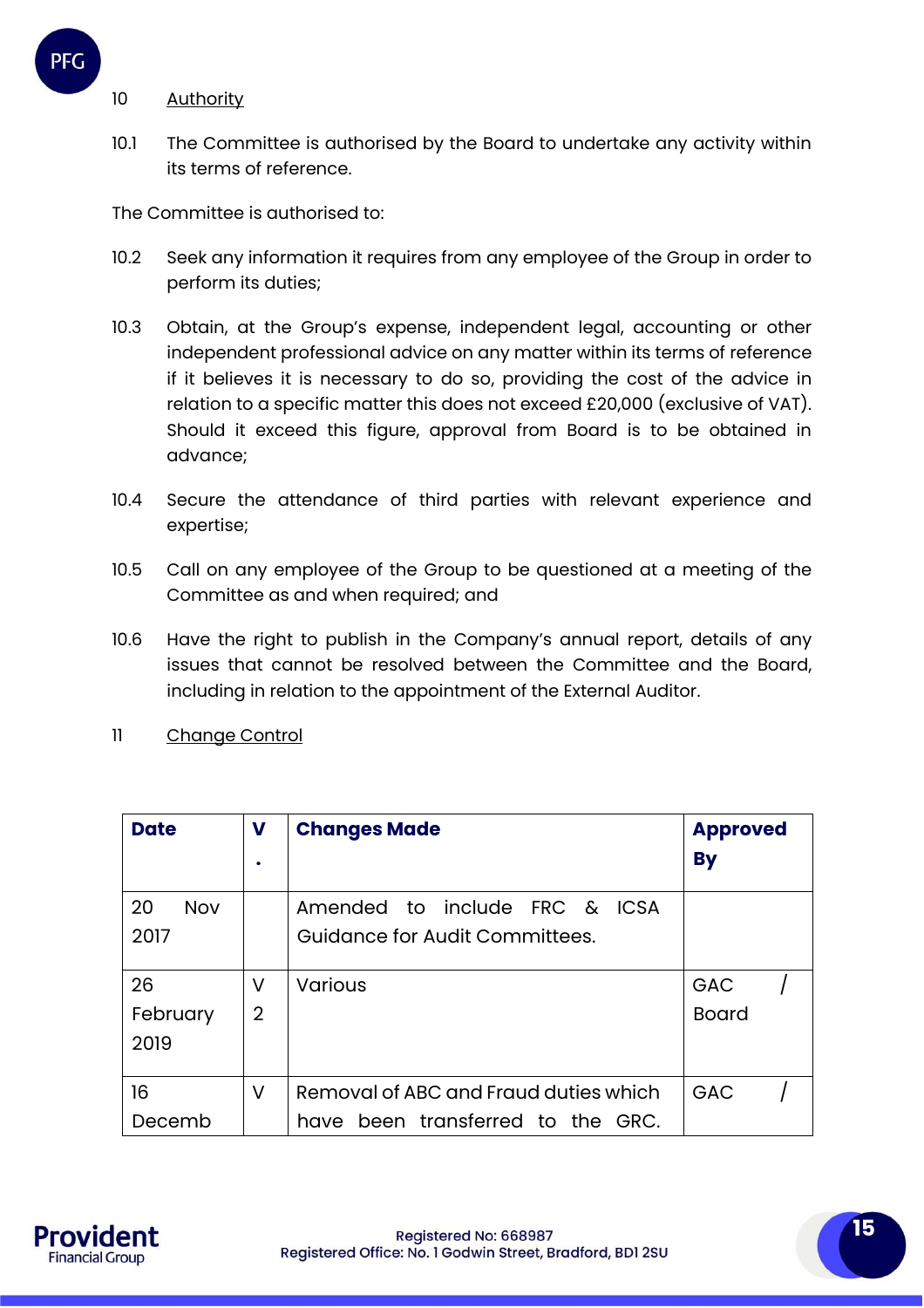10 <u>Authority</u>

10.1 The Committee is authorised by the Board to undertake any activity within its terms of reference.

The Committee is authorised to:

10.2 Seek any information it requires from any employee of the Group in order to perform its duties;

10.3 Obtain, at the Group's expense, independent legal, accounting or other independent professional advice on any matter within its terms of reference if it believes it is necessary to do so, providing the cost of the advice in relation to a specific matter this does not exceed £20,000 (exclusive of VAT). Should it exceed this figure, approval from Board is to be obtained in advance;

10.4 Secure the attendance of third parties with relevant experience and expertise;

10.5 Call on any employee of the Group to be questioned at a meeting of the Committee as and when required; and

10.6 Have the right to publish in the Company's annual report, details of any issues that cannot be resolved between the Committee and the Board, including in relation to the appointment of the External Auditor.

11 <u>Change Control</u>

| Date | V. | Changes Made | Approved By |
|---|---|---|---|
| 20 Nov 2017 | | Amended to include FRC & ICSA Guidance for Audit Committees. | |
| 26 February 2019 | V 2 | Various | GAC / Board |
| 16 Decemb | V | Removal of ABC and Fraud duties which have been transferred to the GRC. | GAC / |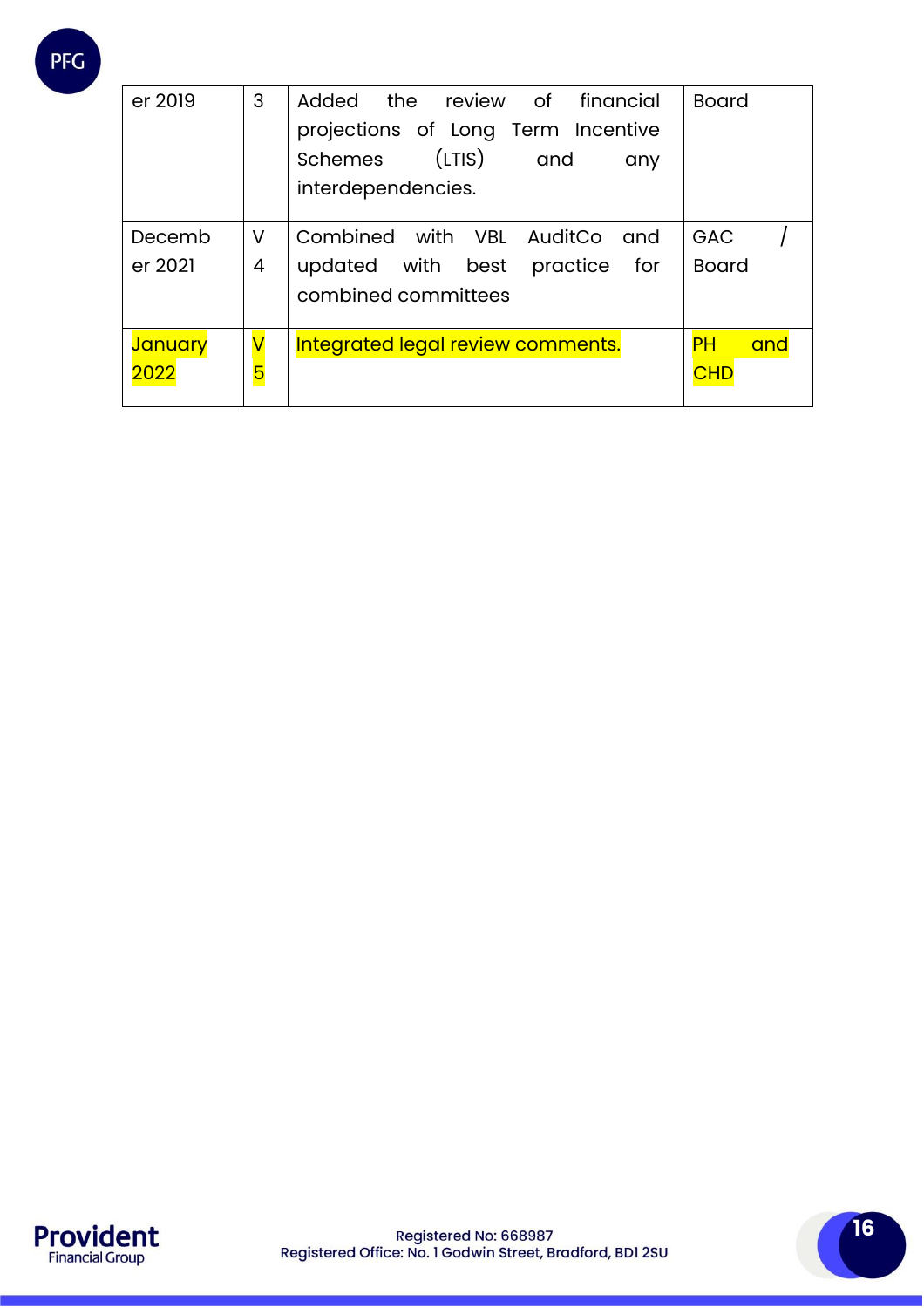| | | | |
|---|---|---|---|
| er 2019 | 3 | Added the review of financial projections of Long Term Incentive Schemes (LTIS) and any interdependencies. | Board |
| December 2021 | V 4 | Combined with VBL AuditCo and updated with best practice for combined committees | GAC / Board |
| January 2022 | V 5 | Integrated legal review comments. | PH and CHD |